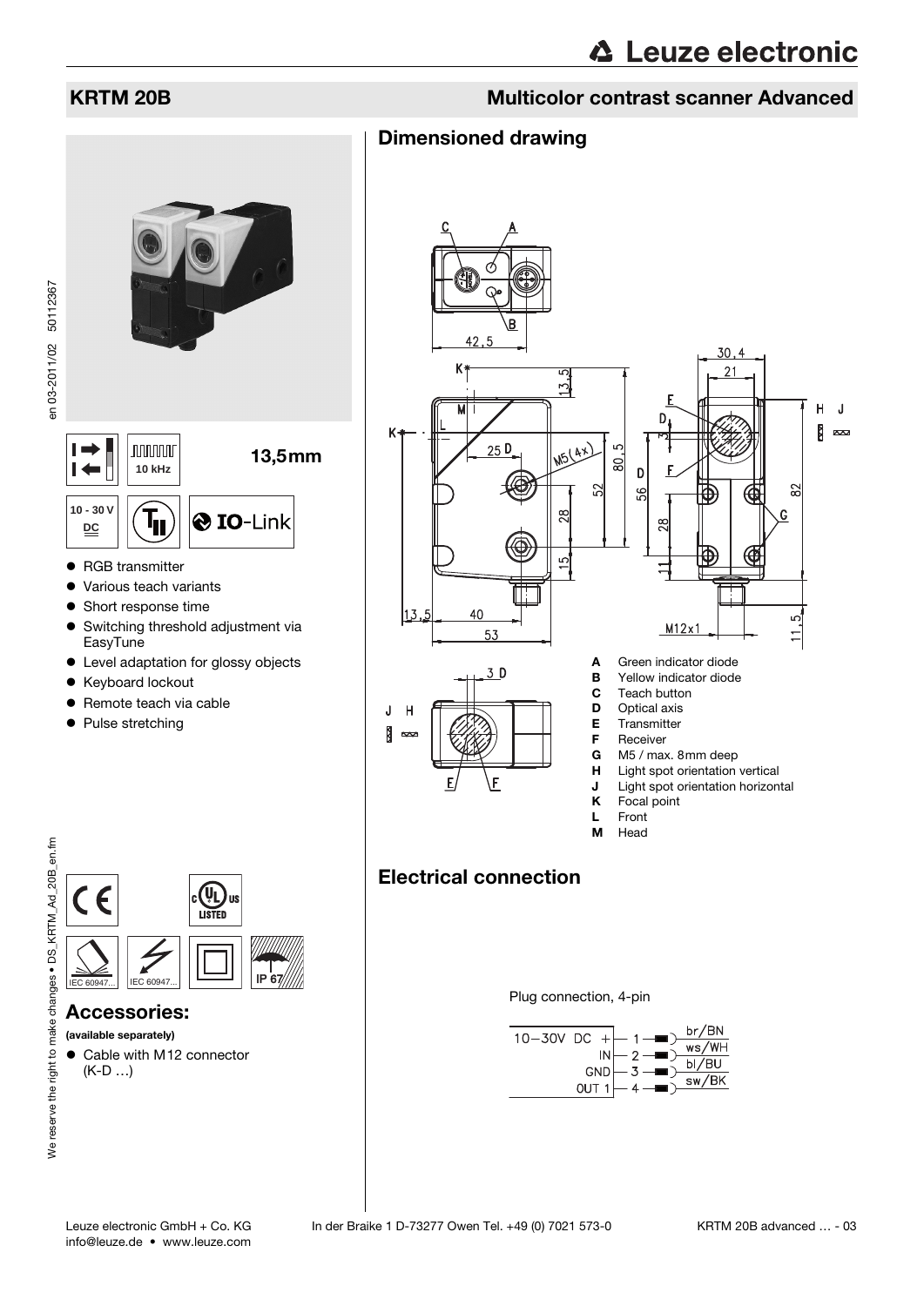# KRTM 20B

## Multicolor contrast scanner Advanced

10 kHz

**13,5mm**

10 - 30 V DC

IO-Link

- RGB transmitter
- Various teach variants
- Short response time
- Switching threshold adjustment via EasyTune
- Level adaptation for glossy objects
- Keyboard lockout
- Remote teach via cable
- Pulse stretching

IEC 60947... IEC 60947... IP 67

## Accessories:

**(available separately)**

- Cable with M12 connector (K-D …)

## Dimensioned drawing

- **A** Green indicator diode
- **B** Yellow indicator diode
- **C** Teach button
- **D** Optical axis
- **E** Transmitter
- **F** Receiver
- **G** M5 / max. 8mm deep
- **H** Light spot orientation vertical
- **J** Light spot orientation horizontal
- **K** Focal point
- **L** Front
- **M** Head

## Electrical connection

Plug connection, 4-pin

| Signal | Pin | Wire |
|---|---|---|
| 10–30V DC + | 1 | br/BN |
| IN | 2 | ws/WH |
| GND | 3 | bl/BU |
| OUT 1 | 4 | sw/BK |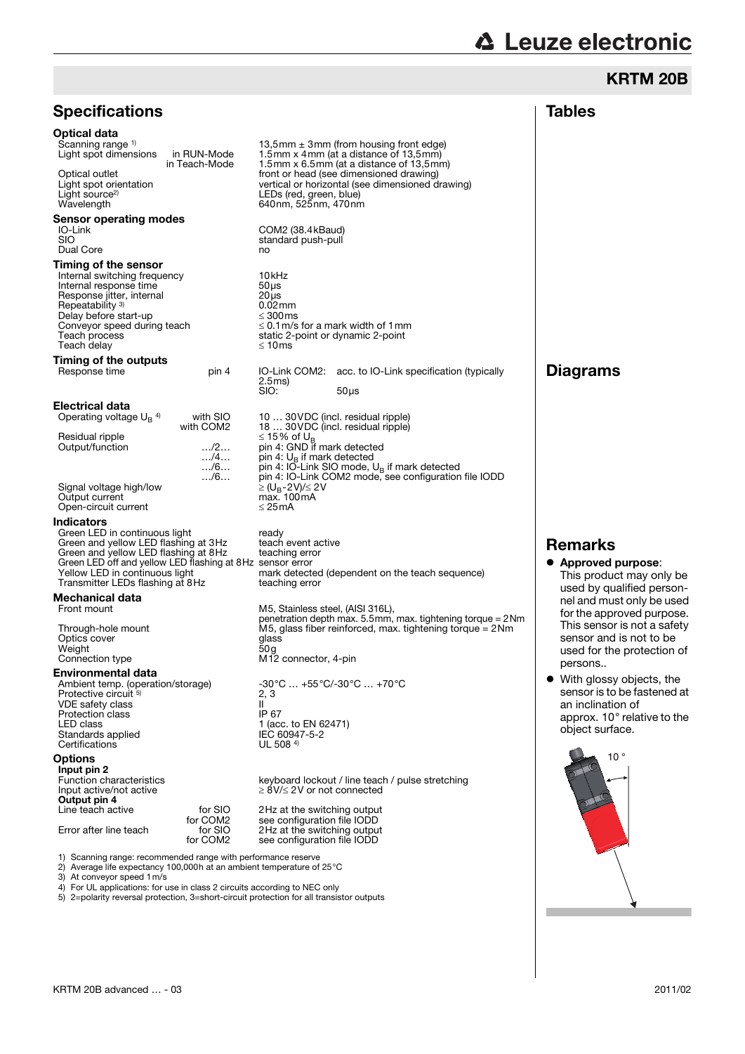# KRTM 20B

## Specifications

### Optical data

| | | |
|---|---|---|
| Scanning range [1] | | 13,5mm ± 3mm (from housing front edge) |
| Light spot dimensions | in RUN-Mode | 1.5mm x 4mm (at a distance of 13,5mm) |
| | in Teach-Mode | 1.5mm x 6.5mm (at a distance of 13,5mm) |
| Optical outlet | | front or head (see dimensioned drawing) |
| Light spot orientation | | vertical or horizontal (see dimensioned drawing) |
| Light source [2] | | LEDs (red, green, blue) |
| Wavelength | | 640nm, 525nm, 470nm |

### Sensor operating modes

| | |
|---|---|
| IO-Link | COM2 (38.4kBaud) |
| SIO | standard push-pull |
| Dual Core | no |

### Timing of the sensor

| | |
|---|---|
| Internal switching frequency | 10kHz |
| Internal response time | 50µs |
| Response jitter, internal | 20µs |
| Repeatability [3] | 0.02mm |
| Delay before start-up | ≤ 300ms |
| Conveyor speed during teach | ≤ 0.1m/s for a mark width of 1mm |
| Teach process | static 2-point or dynamic 2-point |
| Teach delay | ≤ 10ms |

### Timing of the outputs

| | | |
|---|---|---|
| Response time | pin 4 | IO-Link COM2: acc. to IO-Link specification (typically 2.5ms) |
| | | SIO: 50µs |

### Electrical data

| | | |
|---|---|---|
| Operating voltage $U_B$ [4] | with SIO | 10 … 30VDC (incl. residual ripple) |
| | with COM2 | 18 … 30VDC (incl. residual ripple) |
| Residual ripple | | ≤ 15% of $U_B$ |
| Output/function | …/2… | pin 4: GND if mark detected |
| | …/4… | pin 4: $U_B$ if mark detected |
| | …/6… | pin 4: IO-Link SIO mode, $U_B$ if mark detected |
| | …/6… | pin 4: IO-Link COM2 mode, see configuration file IODD |
| Signal voltage high/low | | ≥ ($U_B$-2V)/≤ 2V |
| Output current | | max. 100mA |
| Open-circuit current | | ≤ 25mA |

### Indicators

| | |
|---|---|
| Green LED in continuous light | ready |
| Green and yellow LED flashing at 3Hz | teach event active |
| Green and yellow LED flashing at 8Hz | teaching error |
| Green LED off and yellow LED flashing at 8Hz | sensor error |
| Yellow LED in continuous light | mark detected (dependent on the teach sequence) |
| Transmitter LEDs flashing at 8Hz | teaching error |

### Mechanical data

| | |
|---|---|
| Front mount | M5, Stainless steel, (AISI 316L), penetration depth max. 5.5mm, max. tightening torque = 2Nm |
| Through-hole mount | M5, glass fiber reinforced, max. tightening torque = 2Nm |
| Optics cover | glass |
| Weight | 50g |
| Connection type | M12 connector, 4-pin |

### Environmental data

| | |
|---|---|
| Ambient temp. (operation/storage) | -30°C … +55°C/-30°C … +70°C |
| Protective circuit [5] | 2, 3 |
| VDE safety class | II |
| Protection class | IP 67 |
| LED class | 1 (acc. to EN 62471) |
| Standards applied | IEC 60947-5-2 |
| Certifications | UL 508 [4] |

### Options

**Input pin 2**

| | | |
|---|---|---|
| Function characteristics | | keyboard lockout / line teach / pulse stretching |
| Input active/not active | | ≥ 8V/≤ 2V or not connected |

**Output pin 4**

| | | |
|---|---|---|
| Line teach active | for SIO | 2Hz at the switching output |
| | for COM2 | see configuration file IODD |
| Error after line teach | for SIO | 2Hz at the switching output |
| | for COM2 | see configuration file IODD |

1) Scanning range: recommended range with performance reserve
2) Average life expectancy 100,000h at an ambient temperature of 25°C
3) At conveyor speed 1m/s
4) For UL applications: for use in class 2 circuits according to NEC only
5) 2=polarity reversal protection, 3=short-circuit protection for all transistor outputs

## Tables

## Diagrams

## Remarks

- **Approved purpose**: This product may only be used by qualified personnel and must only be used for the approved purpose. This sensor is not a safety sensor and is not to be used for the protection of persons..
- With glossy objects, the sensor is to be fastened at an inclination of approx. 10° relative to the object surface.

10 °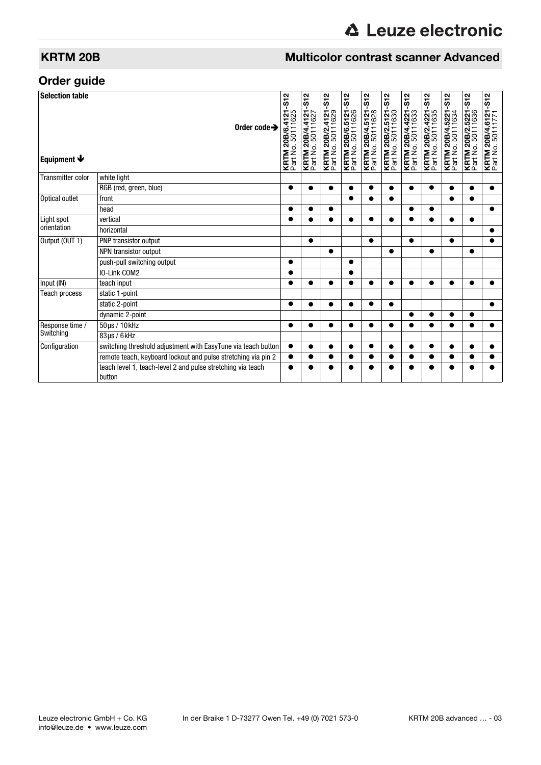## KRTM 20B — Multicolor contrast scanner Advanced

## Order guide

| Selection table<br><br>Equipment ↓ | Order code→ | **KRTM 20B/6.4121-S12** Part No. 50111625 | **KRTM 20B/4.4121-S12** Part No. 50111627 | **KRTM 20B/2.4121-S12** Part No. 50111629 | **KRTM 20B/6.5121-S12** Part No. 50111626 | **KRTM 20B/4.5121-S12** Part No. 50111628 | **KRTM 20B/2.5121-S12** Part No. 50111630 | **KRTM 20B/4.4221-S12** Part No. 50111633 | **KRTM 20B/2.4221-S12** Part No. 50111635 | **KRTM 20B/4.5221-S12** Part No. 50111634 | **KRTM 20B/2.5221-S12** Part No. 50111636 | **KRTM 20B/4.6121-S12** Part No. 50111771 |
|---|---|---|---|---|---|---|---|---|---|---|---|---|
| Transmitter color | white light | | | | | | | | | | | |
| | RGB (red, green, blue) | ● | ● | ● | ● | ● | ● | ● | ● | ● | ● | ● |
| Optical outlet | front | | | | ● | ● | ● | | | ● | ● | |
| | head | ● | ● | ● | | | | ● | ● | | | ● |
| Light spot orientation | vertical | ● | ● | ● | ● | ● | ● | ● | ● | ● | ● | |
| | horizontal | | | | | | | | | | | ● |
| Output (OUT 1) | PNP transistor output | | ● | | | ● | | ● | | ● | | ● |
| | NPN transistor output | | | ● | | | ● | | ● | | ● | |
| | push-pull switching output | ● | | | ● | | | | | | | |
| | IO-Link COM2 | ● | | | ● | | | | | | | |
| Input (IN) | teach input | ● | ● | ● | ● | ● | ● | ● | ● | ● | ● | ● |
| Teach process | static 1-point | | | | | | | | | | | |
| | static 2-point | ● | ● | ● | ● | ● | ● | | | | | ● |
| | dynamic 2-point | | | | | | | ● | ● | ● | ● | |
| Response time / Switching | 50µs / 10kHz | ● | ● | ● | ● | ● | ● | ● | ● | ● | ● | ● |
| | 83µs / 6kHz | | | | | | | | | | | |
| Configuration | switching threshold adjustment with EasyTune via teach button | ● | ● | ● | ● | ● | ● | ● | ● | ● | ● | ● |
| | remote teach, keyboard lockout and pulse stretching via pin 2 | ● | ● | ● | ● | ● | ● | ● | ● | ● | ● | ● |
| | teach level 1, teach-level 2 and pulse stretching via teach button | ● | ● | ● | ● | ● | ● | ● | ● | ● | ● | ● |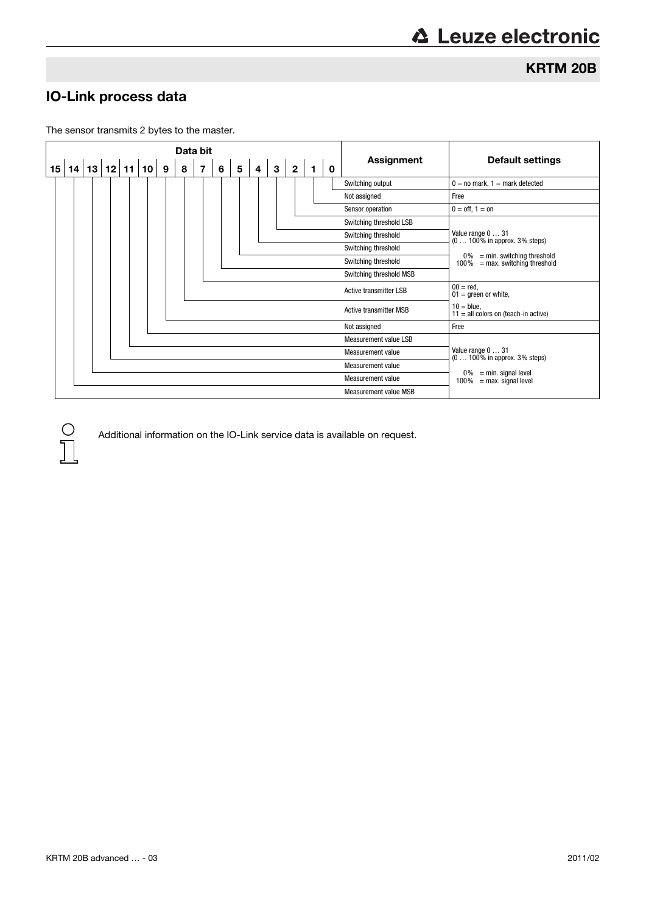## KRTM 20B

## IO-Link process data

The sensor transmits 2 bytes to the master.

| Data bit | Assignment | Default settings |
|---|---|---|
| 0 | Switching output | 0 = no mark, 1 = mark detected |
| 1 | Not assigned | Free |
| 2 | Sensor operation | 0 = off, 1 = on |
| 3 | Switching threshold LSB | Value range 0 … 31 (0 … 100% in approx. 3% steps)<br>0% = min. switching threshold<br>100% = max. switching threshold |
| 4 | Switching threshold | |
| 5 | Switching threshold | |
| 6 | Switching threshold | |
| 7 | Switching threshold MSB | |
| 8 | Active transmitter LSB | 00 = red,<br>01 = green or white,<br>10 = blue,<br>11 = all colors on (teach-in active) |
| 9 | Active transmitter MSB | |
| 10 | Not assigned | Free |
| 11 | Measurement value LSB | Value range 0 … 31 (0 … 100% in approx. 3% steps)<br>0% = min. signal level<br>100% = max. signal level |
| 12 | Measurement value | |
| 13 | Measurement value | |
| 14 | Measurement value | |
| 15 | Measurement value MSB | |

Additional information on the IO-Link service data is available on request.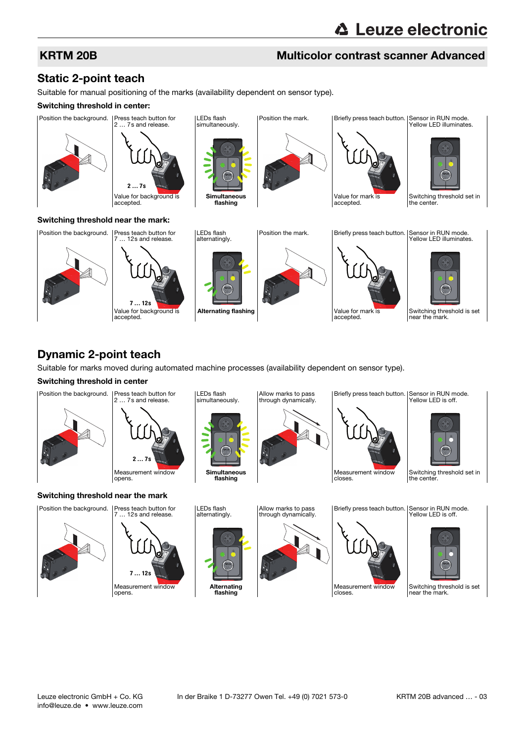## KRTM 20B — Multicolor contrast scanner Advanced

## Static 2-point teach

Suitable for manual positioning of the marks (availability dependent on sensor type).

### Switching threshold in center:

| Position the background. | Press teach button for 2 … 7s and release. | LEDs flash simultaneously. | Position the mark. | Briefly press teach button. | Sensor in RUN mode. Yellow LED illuminates. |
|---|---|---|---|---|---|
| | 2 … 7s | | | | |
| | Value for background is accepted. | **Simultaneous flashing** | | Value for mark is accepted. | Switching threshold set in the center. |

### Switching threshold near the mark:

| Position the background. | Press teach button for 7 … 12s and release. | LEDs flash alternatingly. | Position the mark. | Briefly press teach button. | Sensor in RUN mode. Yellow LED illuminates. |
|---|---|---|---|---|---|
| | 7 … 12s | | | | |
| | Value for background is accepted. | **Alternating flashing** | | Value for mark is accepted. | Switching threshold is set near the mark. |

## Dynamic 2-point teach

Suitable for marks moved during automated machine processes (availability dependent on sensor type).

### Switching threshold in center

| Position the background. | Press teach button for 2 … 7s and release. | LEDs flash simultaneously. | Allow marks to pass through dynamically. | Briefly press teach button. | Sensor in RUN mode. Yellow LED is off. |
|---|---|---|---|---|---|
| | 2 … 7s | | | | |
| | Measurement window opens. | **Simultaneous flashing** | | Measurement window closes. | Switching threshold set in the center. |

### Switching threshold near the mark

| Position the background. | Press teach button for 7 … 12s and release. | LEDs flash alternatingly. | Allow marks to pass through dynamically. | Briefly press teach button. | Sensor in RUN mode. Yellow LED is off. |
|---|---|---|---|---|---|
| | 7 … 12s | | | | |
| | Measurement window opens. | **Alternating flashing** | | Measurement window closes. | Switching threshold is set near the mark. |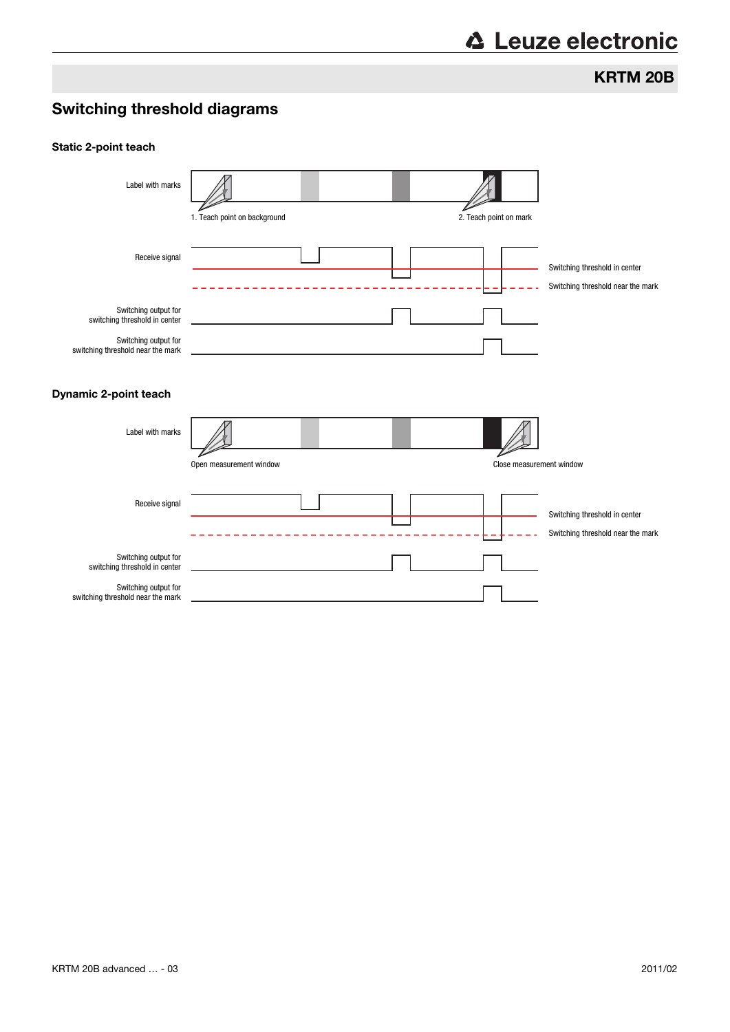## Switching threshold diagrams

### Static 2-point teach

Label with marks

1. Teach point on background

2. Teach point on mark

Receive signal

Switching threshold in center

Switching threshold near the mark

Switching output for switching threshold in center

Switching output for switching threshold near the mark

### Dynamic 2-point teach

Label with marks

Open measurement window

Close measurement window

Receive signal

Switching threshold in center

Switching threshold near the mark

Switching output for switching threshold in center

Switching output for switching threshold near the mark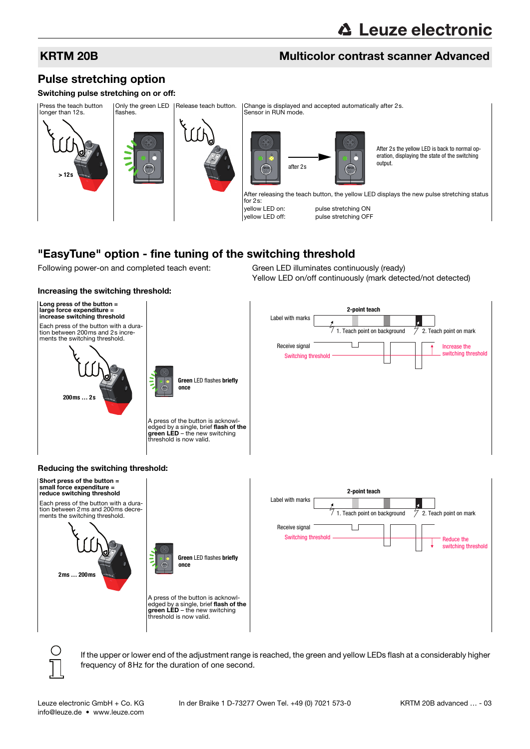## Pulse stretching option

### Switching pulse stretching on or off:

| Press the teach button longer than 12s. | Only the green LED flashes. | Release teach button. | Change is displayed and accepted automatically after 2s. Sensor in RUN mode. |
|---|---|---|---|
| > 12s | | | after 2s |
| | | | After 2s the yellow LED is back to normal operation, displaying the state of the switching output. |

After releasing the teach button, the yellow LED displays the new pulse stretching status for 2s:

| | |
|---|---|
| yellow LED on: | pulse stretching ON |
| yellow LED off: | pulse stretching OFF |

## "EasyTune" option - fine tuning of the switching threshold

Following power-on and completed teach event:

Green LED illuminates continuously (ready)
Yellow LED on/off continuously (mark detected/not detected)

### Increasing the switching threshold:

**Long press of the button = large force expenditure = increase switching threshold**

Each press of the button with a duration between 200ms and 2s increments the switching threshold.

200ms … 2s

**Green** LED flashes **briefly once**

A press of the button is acknowledged by a single, brief **flash of the green LED** – the new switching threshold is now valid.

2-point teach

Label with marks

1. Teach point on background

2. Teach point on mark

Receive signal

Switching threshold

Increase the switching threshold

### Reducing the switching threshold:

**Short press of the button = small force expenditure = reduce switching threshold**

Each press of the button with a duration between 2ms and 200ms decrements the switching threshold.

2ms … 200ms

**Green** LED flashes **briefly once**

A press of the button is acknowledged by a single, brief **flash of the green LED** – the new switching threshold is now valid.

2-point teach

Label with marks

1. Teach point on background

2. Teach point on mark

Receive signal

Switching threshold

Reduce the switching threshold

If the upper or lower end of the adjustment range is reached, the green and yellow LEDs flash at a considerably higher frequency of 8Hz for the duration of one second.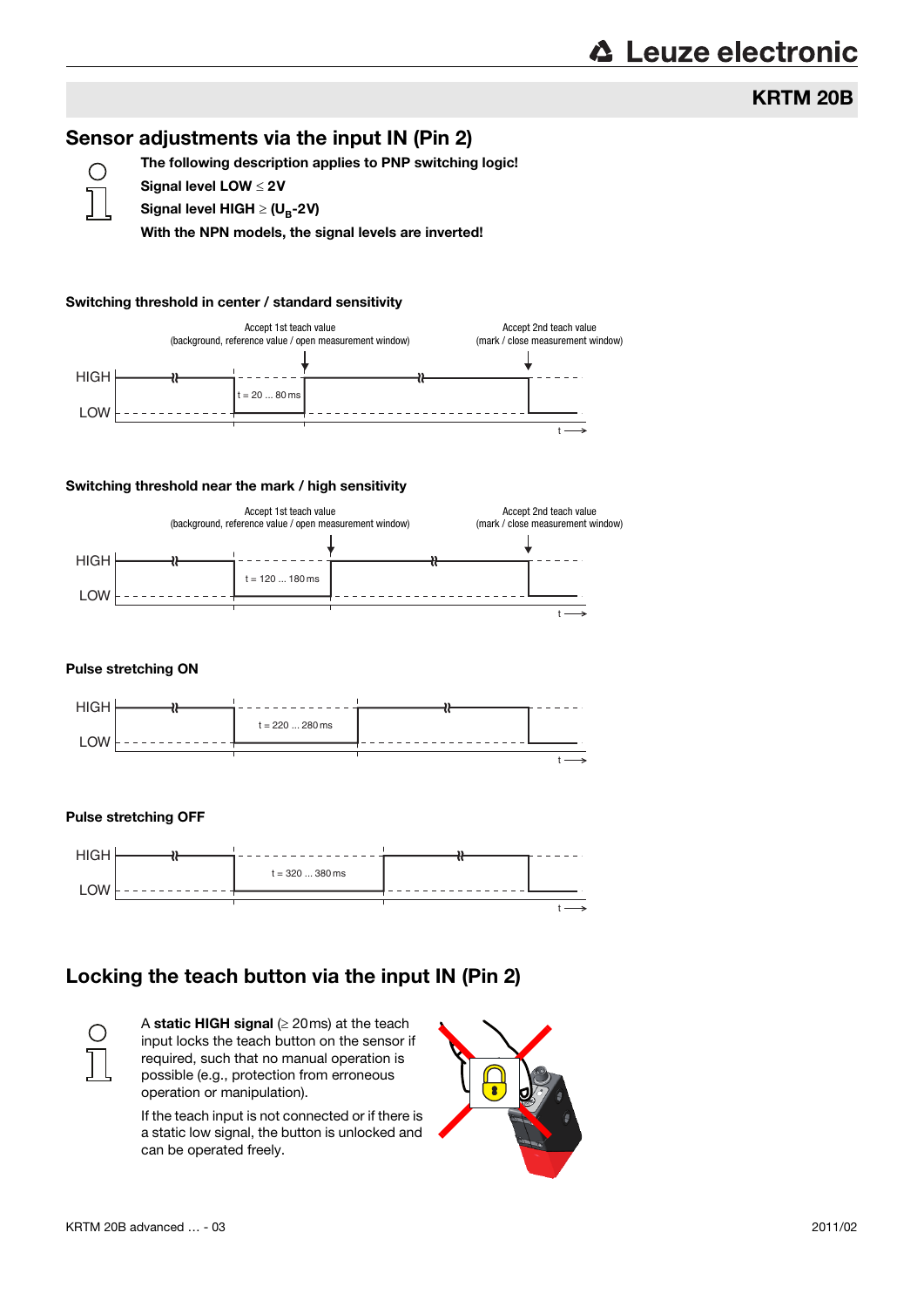## Sensor adjustments via the input IN (Pin 2)

**The following description applies to PNP switching logic!**

**Signal level LOW ≤ 2V**

**Signal level HIGH ≥ ($U_B$-2V)**

**With the NPN models, the signal levels are inverted!**

#### Switching threshold in center / standard sensitivity

Accept 1st teach value
(background, reference value / open measurement window)

Accept 2nd teach value
(mark / close measurement window)

HIGH
LOW
t = 20 ... 80 ms
t

#### Switching threshold near the mark / high sensitivity

Accept 1st teach value
(background, reference value / open measurement window)

Accept 2nd teach value
(mark / close measurement window)

HIGH
LOW
t = 120 ... 180 ms
t

#### Pulse stretching ON

HIGH
LOW
t = 220 ... 280 ms
t

#### Pulse stretching OFF

HIGH
LOW
t = 320 ... 380 ms
t

## Locking the teach button via the input IN (Pin 2)

A **static HIGH signal** (≥ 20ms) at the teach input locks the teach button on the sensor if required, such that no manual operation is possible (e.g., protection from erroneous operation or manipulation).

If the teach input is not connected or if there is a static low signal, the button is unlocked and can be operated freely.